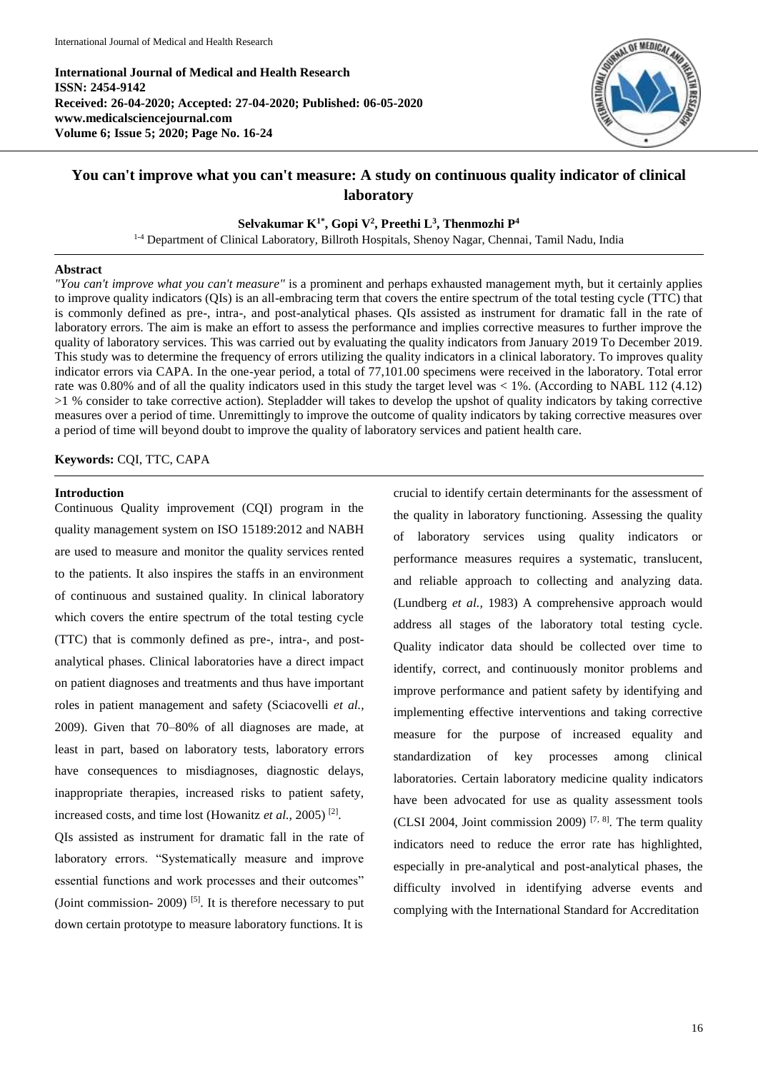**International Journal of Medical and Health Research**
**ISSN: 2454-9142**
**Received: 26-04-2020; Accepted: 27-04-2020; Published: 06-05-2020**
**www.medicalsciencejournal.com**
**Volume 6; Issue 5; 2020; Page No. 16-24**

# You can't improve what you can't measure: A study on continuous quality indicator of clinical laboratory

**Selvakumar K[1*], Gopi V[2], Preethi L[3], Thenmozhi P[4]**

[1-4] Department of Clinical Laboratory, Billroth Hospitals, Shenoy Nagar, Chennai, Tamil Nadu, India

## Abstract

*"You can't improve what you can't measure"* is a prominent and perhaps exhausted management myth, but it certainly applies to improve quality indicators (QIs) is an all-embracing term that covers the entire spectrum of the total testing cycle (TTC) that is commonly defined as pre-, intra-, and post-analytical phases. QIs assisted as instrument for dramatic fall in the rate of laboratory errors. The aim is make an effort to assess the performance and implies corrective measures to further improve the quality of laboratory services. This was carried out by evaluating the quality indicators from January 2019 To December 2019. This study was to determine the frequency of errors utilizing the quality indicators in a clinical laboratory. To improves quality indicator errors via CAPA. In the one-year period, a total of 77,101.00 specimens were received in the laboratory. Total error rate was 0.80% and of all the quality indicators used in this study the target level was < 1%. (According to NABL 112 (4.12) >1 % consider to take corrective action). Stepladder will takes to develop the upshot of quality indicators by taking corrective measures over a period of time. Unremittingly to improve the outcome of quality indicators by taking corrective measures over a period of time will beyond doubt to improve the quality of laboratory services and patient health care.

**Keywords:** CQI, TTC, CAPA

## Introduction

Continuous Quality improvement (CQI) program in the quality management system on ISO 15189:2012 and NABH are used to measure and monitor the quality services rented to the patients. It also inspires the staffs in an environment of continuous and sustained quality. In clinical laboratory which covers the entire spectrum of the total testing cycle (TTC) that is commonly defined as pre-, intra-, and post-analytical phases. Clinical laboratories have a direct impact on patient diagnoses and treatments and thus have important roles in patient management and safety (Sciacovelli *et al.,* 2009). Given that 70–80% of all diagnoses are made, at least in part, based on laboratory tests, laboratory errors have consequences to misdiagnoses, diagnostic delays, inappropriate therapies, increased risks to patient safety, increased costs, and time lost (Howanitz *et al.,* 2005) [2].

QIs assisted as instrument for dramatic fall in the rate of laboratory errors. "Systematically measure and improve essential functions and work processes and their outcomes" (Joint commission- 2009) [5]. It is therefore necessary to put down certain prototype to measure laboratory functions. It is crucial to identify certain determinants for the assessment of the quality in laboratory functioning. Assessing the quality of laboratory services using quality indicators or performance measures requires a systematic, translucent, and reliable approach to collecting and analyzing data. (Lundberg *et al.,* 1983) A comprehensive approach would address all stages of the laboratory total testing cycle. Quality indicator data should be collected over time to identify, correct, and continuously monitor problems and improve performance and patient safety by identifying and implementing effective interventions and taking corrective measure for the purpose of increased equality and standardization of key processes among clinical laboratories. Certain laboratory medicine quality indicators have been advocated for use as quality assessment tools (CLSI 2004, Joint commission 2009) [7, 8]. The term quality indicators need to reduce the error rate has highlighted, especially in pre-analytical and post-analytical phases, the difficulty involved in identifying adverse events and complying with the International Standard for Accreditation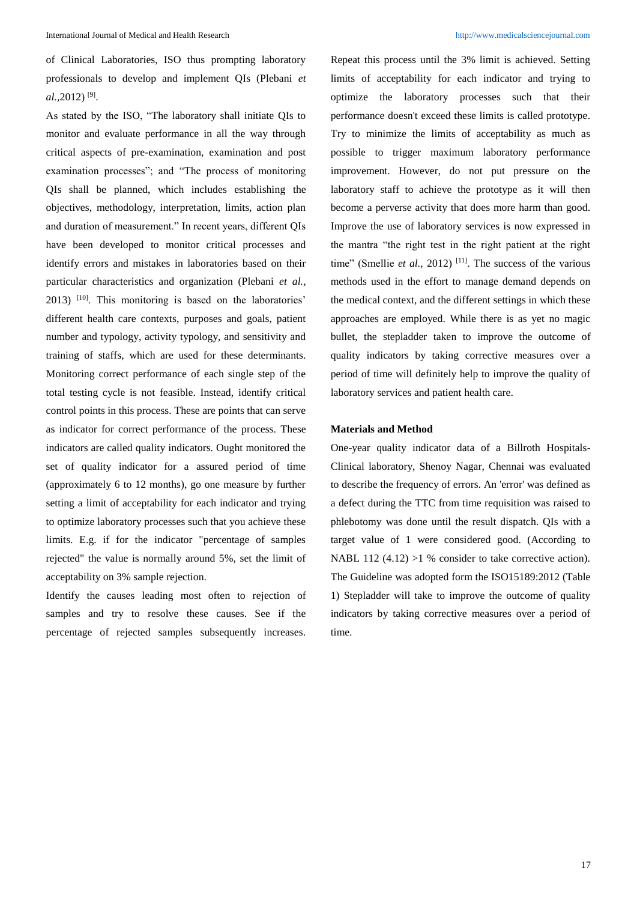of Clinical Laboratories, ISO thus prompting laboratory professionals to develop and implement QIs (Plebani *et al.*,2012) [9].

As stated by the ISO, "The laboratory shall initiate QIs to monitor and evaluate performance in all the way through critical aspects of pre-examination, examination and post examination processes"; and "The process of monitoring QIs shall be planned, which includes establishing the objectives, methodology, interpretation, limits, action plan and duration of measurement." In recent years, different QIs have been developed to monitor critical processes and identify errors and mistakes in laboratories based on their particular characteristics and organization (Plebani *et al.*, 2013) [10]. This monitoring is based on the laboratories' different health care contexts, purposes and goals, patient number and typology, activity typology, and sensitivity and training of staffs, which are used for these determinants. Monitoring correct performance of each single step of the total testing cycle is not feasible. Instead, identify critical control points in this process. These are points that can serve as indicator for correct performance of the process. These indicators are called quality indicators. Ought monitored the set of quality indicator for a assured period of time (approximately 6 to 12 months), go one measure by further setting a limit of acceptability for each indicator and trying to optimize laboratory processes such that you achieve these limits. E.g. if for the indicator "percentage of samples rejected" the value is normally around 5%, set the limit of acceptability on 3% sample rejection.

Identify the causes leading most often to rejection of samples and try to resolve these causes. See if the percentage of rejected samples subsequently increases. Repeat this process until the 3% limit is achieved. Setting limits of acceptability for each indicator and trying to optimize the laboratory processes such that their performance doesn't exceed these limits is called prototype. Try to minimize the limits of acceptability as much as possible to trigger maximum laboratory performance improvement. However, do not put pressure on the laboratory staff to achieve the prototype as it will then become a perverse activity that does more harm than good. Improve the use of laboratory services is now expressed in the mantra "the right test in the right patient at the right time" (Smellie *et al.*, 2012) [11]. The success of the various methods used in the effort to manage demand depends on the medical context, and the different settings in which these approaches are employed. While there is as yet no magic bullet, the stepladder taken to improve the outcome of quality indicators by taking corrective measures over a period of time will definitely help to improve the quality of laboratory services and patient health care.

**Materials and Method**

One-year quality indicator data of a Billroth Hospitals-Clinical laboratory, Shenoy Nagar, Chennai was evaluated to describe the frequency of errors. An 'error' was defined as a defect during the TTC from time requisition was raised to phlebotomy was done until the result dispatch. QIs with a target value of 1 were considered good. (According to NABL 112 (4.12) >1 % consider to take corrective action). The Guideline was adopted form the ISO15189:2012 (Table 1) Stepladder will take to improve the outcome of quality indicators by taking corrective measures over a period of time.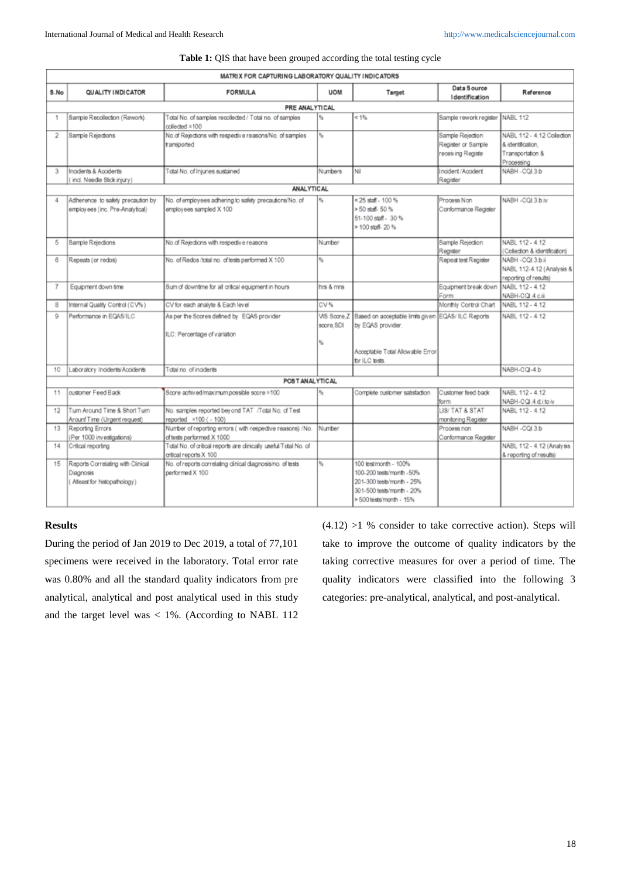**Table 1:** QIS that have been grouped according the total testing cycle

| MATRIX FOR CAPTURING LABORATORY QUALITY INDICATORS | | | | | | |
|---|---|---|---|---|---|---|
| S.No | QUALITY INDICATOR | FORMULA | UOM | Target | Data Source Identification | Reference |
| PRE ANALYTICAL | | | | | | |
| 1 | Sample Recollection (Rework). | Total No. of samples recollected / Total no. of samples collected ×100 | % | < 1% | Sample rework register | NABL 112 |
| 2 | Sample Rejections | No.of Rejections with respective reasons/No. of samples transported | % | | Sample Rejection Register or Sample receiving Registe | NABL 112 - 4.12 Collection & identification, Transportation & Processing |
| 3 | Incidents & Accidents (incl. Needle Stick injury) | Total No. of Injuries sustained | Numbers | Nil | Incident /Accident Register | NABH -CQI.3.b |
| ANALYTICAL | | | | | | |
| 4 | Adherence to safety precaution by employees (inc. Pre-Analytical) | No. of employees adhering to safety precautions/No. of employees sampled X 100 | % | < 25 staff - 100 %<br>> 50 staff- 50 %<br>51-100 staff - 30 %<br>> 100 staff- 20 % | Process Non Conformance Register | NABH -CQI.3.b.iv |
| 5 | Sample Rejections | No.of Rejections with respective reasons | Number | | Sample Rejection Register | NABL 112 - 4.12 (Collection & identification) |
| 6 | Repeats (or redos) | No. of Redos /total no. of tests performed X 100 | % | | Repeat test Register | NABH -CQI.3.b.ii<br>NABL 112-4.12 (Analysis & reporting of results) |
| 7 | Equipment down time | Sum of downtime for all critical equipment in hours | hrs & mns | | Equipment break down Form | NABL 112 - 4.12<br>NABH-CQI.4.c.iii |
| 8 | Internal Quality Control (CV%) | CV for each analyte & Each level | CV % | | Monthly Control Chart | NABL 112 - 4.12 |
| 9 | Performance in EQAS/ILC | As per the Scores defined by EQAS provider<br><br>ILC: Percentage of variation | VIS Score,Z score, SDI<br><br>% | Based on acceptable limits given by EQAS provider.<br><br>Acceptable Total Allowable Error for ILC tests. | EQAS/ ILC Reports | NABL 112 - 4.12 |
| 10 | Laboratory Incidents/Accidents | Total no. of incidents | | | | NABH-CQI-4.b |
| POST ANALYTICAL | | | | | | |
| 11 | customer Feed Back | Score achived/maximum possible score ×100 | % | Complete customer satisfaction | Customer feed back form | NABL 112 - 4.12<br>NABH-CQI.4.d.i to iv |
| 12 | Turn Around Time & Short Turn Arounf Time (Urgent request) | No. samples reported beyond TAT /Total No. of Test reported ×100 ( - 100) | | | LIS/ TAT & STAT monitoring Register | NABL 112 - 4.12 |
| 13 | Reporting Errors (Per 1000 investigations) | Number of reporting errors ( with respective reasons) /No. of tests performed X 1000 | Number | | Process non Conformance Register | NABH -CQI.3.b |
| 14 | Critical reporting | Total No. of critical reports are clinically useful/Total No. of critical reports X 100 | | | | NABL 112 - 4.12 (Analysis & reporting of results) |
| 15 | Reports Correlating with Clinical Diagnosis (Atleast for histopathology) | No. of reports correlating clinical diagnosis/no. of tests performed X 100 | % | 100 test/month - 100%<br>100-200 tests/month -50%<br>201-300 tests/month - 25%<br>301-500 tests/month - 20%<br>> 500 tests/month - 15% | | |

## Results

During the period of Jan 2019 to Dec 2019, a total of 77,101 specimens were received in the laboratory. Total error rate was 0.80% and all the standard quality indicators from pre analytical, analytical and post analytical used in this study and the target level was < 1%. (According to NABL 112 (4.12) >1 % consider to take corrective action). Steps will take to improve the outcome of quality indicators by the taking corrective measures for over a period of time. The quality indicators were classified into the following 3 categories: pre-analytical, analytical, and post-analytical.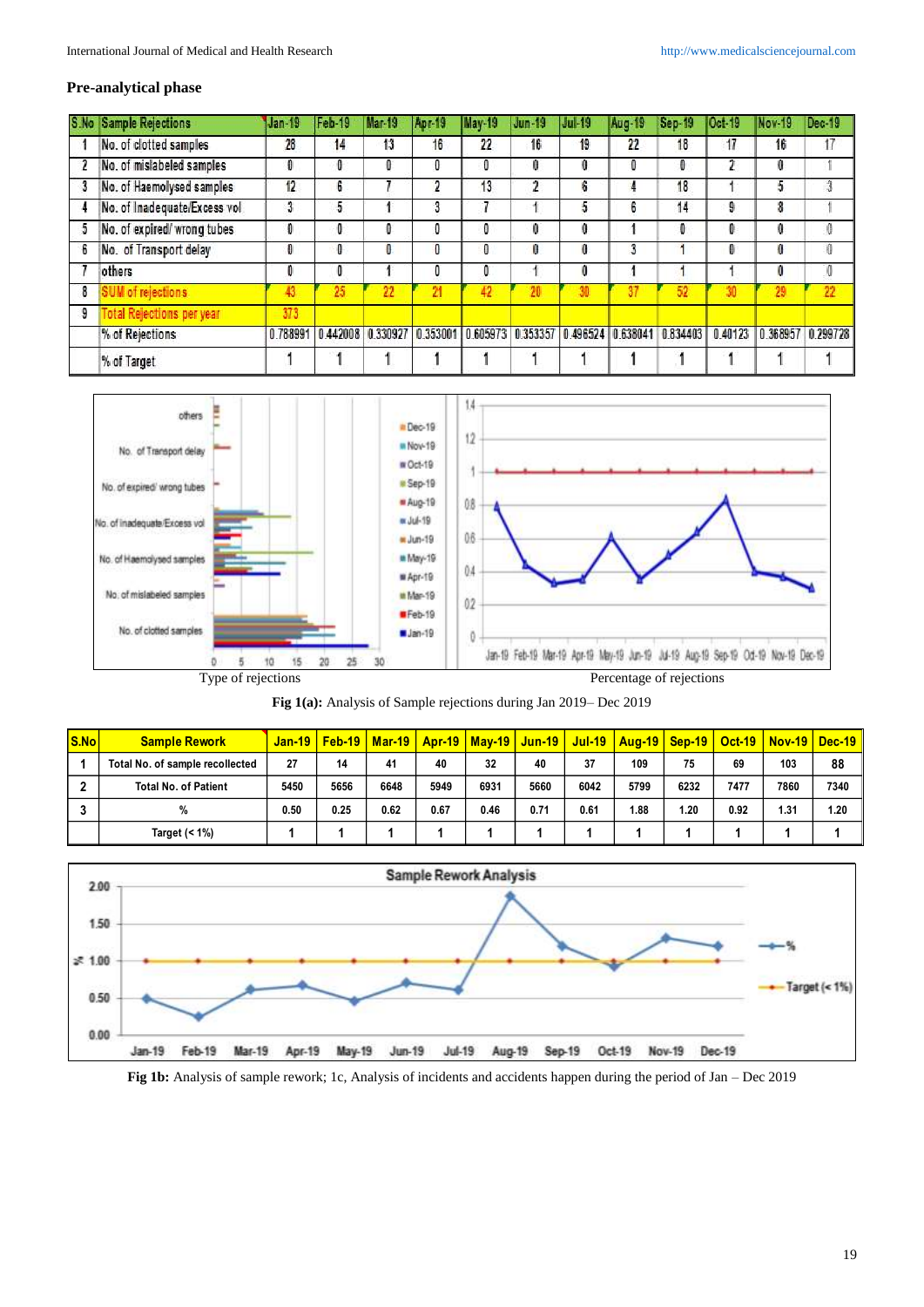### Pre-analytical phase

| S.No | Sample Rejections | Jan-19 | Feb-19 | Mar-19 | Apr-19 | May-19 | Jun-19 | Jul-19 | Aug-19 | Sep-19 | Oct-19 | Nov-19 | Dec-19 |
|---|---|---|---|---|---|---|---|---|---|---|---|---|---|
| 1 | No. of clotted samples | 28 | 14 | 13 | 16 | 22 | 16 | 19 | 22 | 18 | 17 | 16 | 17 |
| 2 | No. of mislabeled samples | 0 | 0 | 0 | 0 | 0 | 0 | 0 | 0 | 0 | 2 | 0 | 1 |
| 3 | No. of Haemolysed samples | 12 | 6 | 7 | 2 | 13 | 2 | 6 | 4 | 18 | 1 | 5 | 3 |
| 4 | No. of Inadequate/Excess vol | 3 | 5 | 1 | 3 | 7 | 1 | 5 | 6 | 14 | 9 | 8 | 1 |
| 5 | No. of expired/ wrong tubes | 0 | 0 | 0 | 0 | 0 | 0 | 0 | 1 | 0 | 0 | 0 | 0 |
| 6 | No. of Transport delay | 0 | 0 | 0 | 0 | 0 | 0 | 0 | 3 | 1 | 0 | 0 | 0 |
| 7 | others | 0 | 0 | 1 | 0 | 0 | 1 | 0 | 1 | 1 | 1 | 0 | 0 |
| 8 | SUM of rejections | 43 | 25 | 22 | 21 | 42 | 20 | 30 | 37 | 52 | 30 | 29 | 22 |
| 9 | Total Rejections per year | 373 | | | | | | | | | | | |
| | % of Rejections | 0.788991 | 0.442008 | 0.330927 | 0.353001 | 0.605973 | 0.353357 | 0.496524 | 0.638041 | 0.834403 | 0.40123 | 0.368957 | 0.299728 |
| | % of Target | 1 | 1 | 1 | 1 | 1 | 1 | 1 | 1 | 1 | 1 | 1 | 1 |

Type of rejections　　　　　　　　　　　　Percentage of rejections

**Fig 1(a):** Analysis of Sample rejections during Jan 2019– Dec 2019

| S.No | Sample Rework | Jan-19 | Feb-19 | Mar-19 | Apr-19 | May-19 | Jun-19 | Jul-19 | Aug-19 | Sep-19 | Oct-19 | Nov-19 | Dec-19 |
|---|---|---|---|---|---|---|---|---|---|---|---|---|---|
| 1 | Total No. of sample recollected | 27 | 14 | 41 | 40 | 32 | 40 | 37 | 109 | 75 | 69 | 103 | 88 |
| 2 | Total No. of Patient | 5450 | 5656 | 6648 | 5949 | 6931 | 5660 | 6042 | 5799 | 6232 | 7477 | 7860 | 7340 |
| 3 | % | 0.50 | 0.25 | 0.62 | 0.67 | 0.46 | 0.71 | 0.61 | 1.88 | 1.20 | 0.92 | 1.31 | 1.20 |
| | Target (< 1%) | 1 | 1 | 1 | 1 | 1 | 1 | 1 | 1 | 1 | 1 | 1 | 1 |

**Fig 1b:** Analysis of sample rework; 1c, Analysis of incidents and accidents happen during the period of Jan – Dec 2019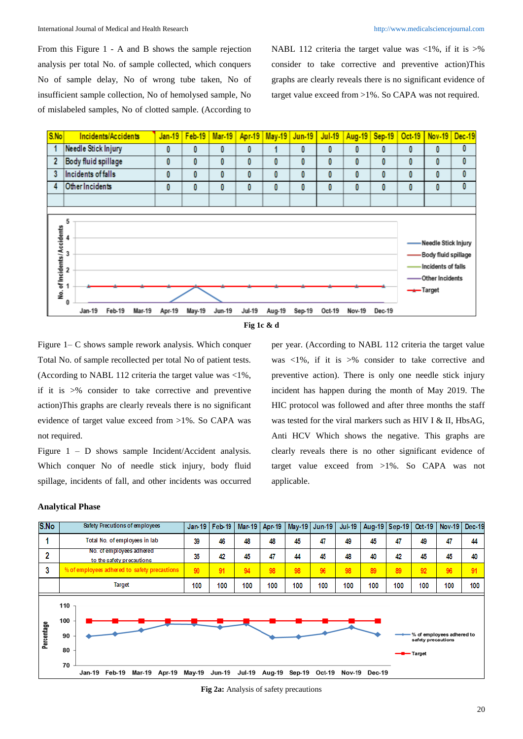From this Figure 1 - A and B shows the sample rejection analysis per total No. of sample collected, which conquers No of sample delay, No of wrong tube taken, No of insufficient sample collection, No of hemolysed sample, No of mislabeled samples, No of clotted sample. (According to NABL 112 criteria the target value was <1%, if it is >% consider to take corrective and preventive action)This graphs are clearly reveals there is no significant evidence of target value exceed from >1%. So CAPA was not required.

| S.No | Incidents/Accidents | Jan-19 | Feb-19 | Mar-19 | Apr-19 | May-19 | Jun-19 | Jul-19 | Aug-19 | Sep-19 | Oct-19 | Nov-19 | Dec-19 |
|---|---|---|---|---|---|---|---|---|---|---|---|---|---|
| 1 | Needle Stick Injury | 0 | 0 | 0 | 0 | 1 | 0 | 0 | 0 | 0 | 0 | 0 | 0 |
| 2 | Body fluid spillage | 0 | 0 | 0 | 0 | 0 | 0 | 0 | 0 | 0 | 0 | 0 | 0 |
| 3 | Incidents of falls | 0 | 0 | 0 | 0 | 0 | 0 | 0 | 0 | 0 | 0 | 0 | 0 |
| 4 | Other Incidents | 0 | 0 | 0 | 0 | 0 | 0 | 0 | 0 | 0 | 0 | 0 | 0 |

Fig 1c & d

Figure 1– C shows sample rework analysis. Which conquer Total No. of sample recollected per total No of patient tests. (According to NABL 112 criteria the target value was <1%, if it is >% consider to take corrective and preventive action)This graphs are clearly reveals there is no significant evidence of target value exceed from >1%. So CAPA was not required.

Figure 1 – D shows sample Incident/Accident analysis. Which conquer No of needle stick injury, body fluid spillage, incidents of fall, and other incidents was occurred per year. (According to NABL 112 criteria the target value was <1%, if it is >% consider to take corrective and preventive action). There is only one needle stick injury incident has happen during the month of May 2019. The HIC protocol was followed and after three months the staff was tested for the viral markers such as HIV I & II, HbsAG, Anti HCV Which shows the negative. This graphs are clearly reveals there is no other significant evidence of target value exceed from >1%. So CAPA was not applicable.

**Analytical Phase**

| S.No | Safety Precutions of employees | Jan-19 | Feb-19 | Mar-19 | Apr-19 | May-19 | Jun-19 | Jul-19 | Aug-19 | Sep-19 | Oct-19 | Nov-19 | Dec-19 |
|---|---|---|---|---|---|---|---|---|---|---|---|---|---|
| 1 | Total No. of employees in lab | 39 | 46 | 48 | 48 | 45 | 47 | 49 | 45 | 47 | 49 | 47 | 44 |
| 2 | No. of employees adhered to the safety precautions | 35 | 42 | 45 | 47 | 44 | 45 | 48 | 40 | 42 | 45 | 45 | 40 |
| 3 | % of employees adhered to safety precautions | 90 | 91 | 94 | 98 | 98 | 96 | 98 | 89 | 89 | 92 | 96 | 91 |
| | Target | 100 | 100 | 100 | 100 | 100 | 100 | 100 | 100 | 100 | 100 | 100 | 100 |

**Fig 2a:** Analysis of safety precautions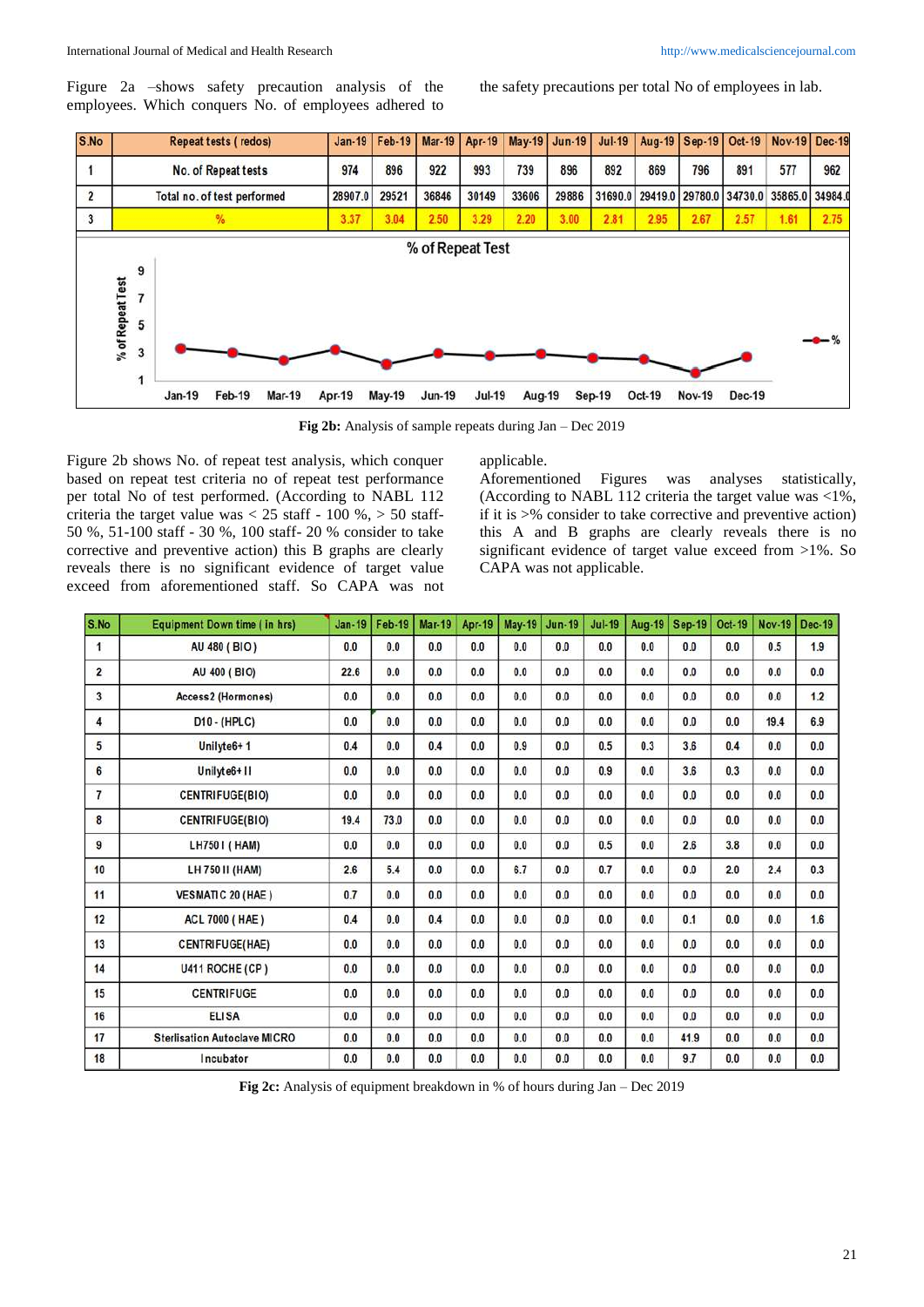Figure 2a –shows safety precaution analysis of the employees. Which conquers No. of employees adhered to the safety precautions per total No of employees in lab.

| S.No | Repeat tests ( redos) | Jan-19 | Feb-19 | Mar-19 | Apr-19 | May-19 | Jun-19 | Jul-19 | Aug-19 | Sep-19 | Oct-19 | Nov-19 | Dec-19 |
|---|---|---|---|---|---|---|---|---|---|---|---|---|---|
| 1 | No. of Repeat tests | 974 | 896 | 922 | 993 | 739 | 896 | 892 | 869 | 796 | 891 | 577 | 962 |
| 2 | Total no. of test performed | 28907.0 | 29521 | 36846 | 30149 | 33606 | 29886 | 31690.0 | 29419.0 | 29780.0 | 34730.0 | 35865.0 | 34984.0 |
| 3 | % | 3.37 | 3.04 | 2.50 | 3.29 | 2.20 | 3.00 | 2.81 | 2.95 | 2.67 | 2.57 | 1.61 | 2.75 |

**Fig 2b:** Analysis of sample repeats during Jan – Dec 2019

Figure 2b shows No. of repeat test analysis, which conquer based on repeat test criteria no of repeat test performance per total No of test performed. (According to NABL 112 criteria the target value was < 25 staff - 100 %, > 50 staff-50 %, 51-100 staff - 30 %, 100 staff- 20 % consider to take corrective and preventive action) this B graphs are clearly reveals there is no significant evidence of target value exceed from aforementioned staff. So CAPA was not applicable.

Aforementioned Figures was analyses statistically, (According to NABL 112 criteria the target value was <1%, if it is >% consider to take corrective and preventive action) this A and B graphs are clearly reveals there is no significant evidence of target value exceed from >1%. So CAPA was not applicable.

| S.No | Equipment Down time ( in hrs) | Jan-19 | Feb-19 | Mar-19 | Apr-19 | May-19 | Jun-19 | Jul-19 | Aug-19 | Sep-19 | Oct-19 | Nov-19 | Dec-19 |
|---|---|---|---|---|---|---|---|---|---|---|---|---|---|
| 1 | AU 480 ( BIO ) | 0.0 | 0.0 | 0.0 | 0.0 | 0.0 | 0.0 | 0.0 | 0.0 | 0.0 | 0.0 | 0.5 | 1.9 |
| 2 | AU 400 ( BIO) | 22.6 | 0.0 | 0.0 | 0.0 | 0.0 | 0.0 | 0.0 | 0.0 | 0.0 | 0.0 | 0.0 | 0.0 |
| 3 | Access2 (Hormones) | 0.0 | 0.0 | 0.0 | 0.0 | 0.0 | 0.0 | 0.0 | 0.0 | 0.0 | 0.0 | 0.0 | 1.2 |
| 4 | D10 - (HPLC) | 0.0 | 0.0 | 0.0 | 0.0 | 0.0 | 0.0 | 0.0 | 0.0 | 0.0 | 0.0 | 19.4 | 6.9 |
| 5 | Unilyte6+ 1 | 0.4 | 0.0 | 0.4 | 0.0 | 0.9 | 0.0 | 0.5 | 0.3 | 3.6 | 0.4 | 0.0 | 0.0 |
| 6 | Unilyte6+ II | 0.0 | 0.0 | 0.0 | 0.0 | 0.0 | 0.0 | 0.9 | 0.0 | 3.6 | 0.3 | 0.0 | 0.0 |
| 7 | CENTRIFUGE(BIO) | 0.0 | 0.0 | 0.0 | 0.0 | 0.0 | 0.0 | 0.0 | 0.0 | 0.0 | 0.0 | 0.0 | 0.0 |
| 8 | CENTRIFUGE(BIO) | 19.4 | 73.0 | 0.0 | 0.0 | 0.0 | 0.0 | 0.0 | 0.0 | 0.0 | 0.0 | 0.0 | 0.0 |
| 9 | LH750 I ( HAM) | 0.0 | 0.0 | 0.0 | 0.0 | 0.0 | 0.0 | 0.5 | 0.0 | 2.6 | 3.8 | 0.0 | 0.0 |
| 10 | LH 750 II (HAM) | 2.6 | 5.4 | 0.0 | 0.0 | 6.7 | 0.0 | 0.7 | 0.0 | 0.0 | 2.0 | 2.4 | 0.3 |
| 11 | VESMATIC 20 (HAE ) | 0.7 | 0.0 | 0.0 | 0.0 | 0.0 | 0.0 | 0.0 | 0.0 | 0.0 | 0.0 | 0.0 | 0.0 |
| 12 | ACL 7000 ( HAE ) | 0.4 | 0.0 | 0.4 | 0.0 | 0.0 | 0.0 | 0.0 | 0.0 | 0.1 | 0.0 | 0.0 | 1.6 |
| 13 | CENTRIFUGE(HAE) | 0.0 | 0.0 | 0.0 | 0.0 | 0.0 | 0.0 | 0.0 | 0.0 | 0.0 | 0.0 | 0.0 | 0.0 |
| 14 | U411 ROCHE (CP ) | 0.0 | 0.0 | 0.0 | 0.0 | 0.0 | 0.0 | 0.0 | 0.0 | 0.0 | 0.0 | 0.0 | 0.0 |
| 15 | CENTRIFUGE | 0.0 | 0.0 | 0.0 | 0.0 | 0.0 | 0.0 | 0.0 | 0.0 | 0.0 | 0.0 | 0.0 | 0.0 |
| 16 | ELISA | 0.0 | 0.0 | 0.0 | 0.0 | 0.0 | 0.0 | 0.0 | 0.0 | 0.0 | 0.0 | 0.0 | 0.0 |
| 17 | Sterlisation Autoclave MICRO | 0.0 | 0.0 | 0.0 | 0.0 | 0.0 | 0.0 | 0.0 | 0.0 | 41.9 | 0.0 | 0.0 | 0.0 |
| 18 | Incubator | 0.0 | 0.0 | 0.0 | 0.0 | 0.0 | 0.0 | 0.0 | 0.0 | 9.7 | 0.0 | 0.0 | 0.0 |

**Fig 2c:** Analysis of equipment breakdown in % of hours during Jan – Dec 2019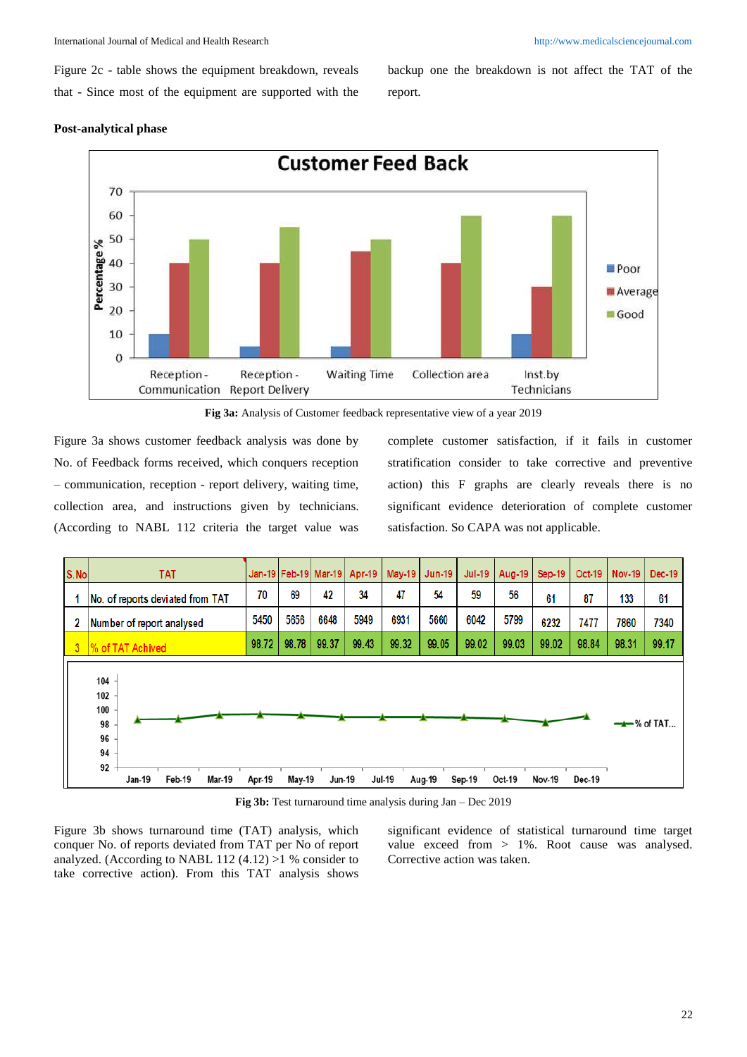Figure 2c - table shows the equipment breakdown, reveals that - Since most of the equipment are supported with the backup one the breakdown is not affect the TAT of the report.

**Post-analytical phase**

Fig 3a: Analysis of Customer feedback representative view of a year 2019

Figure 3a shows customer feedback analysis was done by No. of Feedback forms received, which conquers reception – communication, reception - report delivery, waiting time, collection area, and instructions given by technicians. (According to NABL 112 criteria the target value was complete customer satisfaction, if it fails in customer stratification consider to take corrective and preventive action) this F graphs are clearly reveals there is no significant evidence deterioration of complete customer satisfaction. So CAPA was not applicable.

| S.No | TAT | Jan-19 | Feb-19 | Mar-19 | Apr-19 | May-19 | Jun-19 | Jul-19 | Aug-19 | Sep-19 | Oct-19 | Nov-19 | Dec-19 |
|---|---|---|---|---|---|---|---|---|---|---|---|---|---|
| 1 | No. of reports deviated from TAT | 70 | 69 | 42 | 34 | 47 | 54 | 59 | 56 | 61 | 87 | 133 | 61 |
| 2 | Number of report analysed | 5450 | 5656 | 6648 | 5949 | 6931 | 5660 | 6042 | 5799 | 6232 | 7477 | 7860 | 7340 |
| 3 | % of TAT Achived | 98.72 | 98.78 | 99.37 | 99.43 | 99.32 | 99.05 | 99.02 | 99.03 | 99.02 | 98.84 | 98.31 | 99.17 |

Fig 3b: Test turnaround time analysis during Jan – Dec 2019

Figure 3b shows turnaround time (TAT) analysis, which conquer No. of reports deviated from TAT per No of report analyzed. (According to NABL 112 (4.12) >1 % consider to take corrective action). From this TAT analysis shows significant evidence of statistical turnaround time target value exceed from > 1%. Root cause was analysed. Corrective action was taken.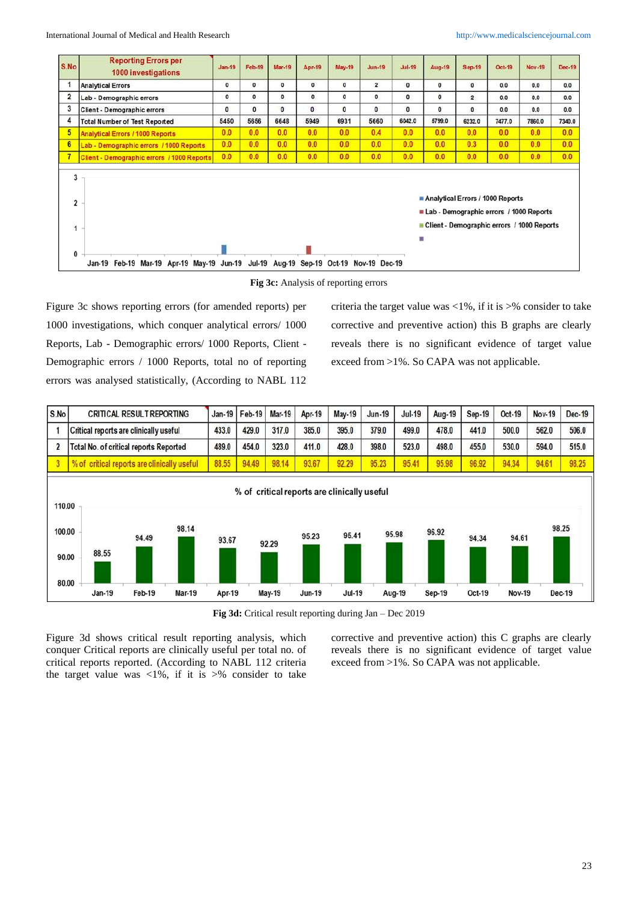| S.No | Reporting Errors per 1000 investigations | Jan-19 | Feb-19 | Mar-19 | Apr-19 | May-19 | Jun-19 | Jul-19 | Aug-19 | Sep-19 | Oct-19 | Nov-19 | Dec-19 |
|---|---|---|---|---|---|---|---|---|---|---|---|---|---|
| 1 | Analytical Errors | 0 | 0 | 0 | 0 | 0 | 2 | 0 | 0 | 0 | 0.0 | 0.0 | 0.0 |
| 2 | Lab - Demographic errors | 0 | 0 | 0 | 0 | 0 | 0 | 0 | 0 | 2 | 0.0 | 0.0 | 0.0 |
| 3 | Client - Demographic errors | 0 | 0 | 0 | 0 | 0 | 0 | 0 | 0 | 0 | 0.0 | 0.0 | 0.0 |
| 4 | Total Number of Test Reported | 5450 | 5656 | 6648 | 5949 | 6931 | 5660 | 6042.0 | 5799.0 | 6232.0 | 7477.0 | 7860.0 | 7340.0 |
| 5 | Analytical Errors / 1000 Reports | 0.0 | 0.0 | 0.0 | 0.0 | 0.0 | 0.4 | 0.0 | 0.0 | 0.0 | 0.0 | 0.0 | 0.0 |
| 6 | Lab - Demographic errors / 1000 Reports | 0.0 | 0.0 | 0.0 | 0.0 | 0.0 | 0.0 | 0.0 | 0.0 | 0.3 | 0.0 | 0.0 | 0.0 |
| 7 | Client - Demographic errors / 1000 Reports | 0.0 | 0.0 | 0.0 | 0.0 | 0.0 | 0.0 | 0.0 | 0.0 | 0.0 | 0.0 | 0.0 | 0.0 |

**Fig 3c:** Analysis of reporting errors

Figure 3c shows reporting errors (for amended reports) per 1000 investigations, which conquer analytical errors/ 1000 Reports, Lab - Demographic errors/ 1000 Reports, Client - Demographic errors / 1000 Reports, total no of reporting errors was analysed statistically, (According to NABL 112 criteria the target value was <1%, if it is >% consider to take corrective and preventive action) this B graphs are clearly reveals there is no significant evidence of target value exceed from >1%. So CAPA was not applicable.

| S.No | CRITICAL RESULT REPORTING | Jan-19 | Feb-19 | Mar-19 | Apr-19 | May-19 | Jun-19 | Jul-19 | Aug-19 | Sep-19 | Oct-19 | Nov-19 | Dec-19 |
|---|---|---|---|---|---|---|---|---|---|---|---|---|---|
| 1 | Critical reports are clinically useful | 433.0 | 429.0 | 317.0 | 385.0 | 395.0 | 379.0 | 499.0 | 478.0 | 441.0 | 500.0 | 562.0 | 506.0 |
| 2 | Total No. of critical reports Reported | 489.0 | 454.0 | 323.0 | 411.0 | 428.0 | 398.0 | 523.0 | 498.0 | 455.0 | 530.0 | 594.0 | 515.0 |
| 3 | % of critical reports are clinically useful | 88.55 | 94.49 | 98.14 | 93.67 | 92.29 | 95.23 | 95.41 | 95.98 | 96.92 | 94.34 | 94.61 | 98.25 |

**Fig 3d:** Critical result reporting during Jan – Dec 2019

Figure 3d shows critical result reporting analysis, which conquer Critical reports are clinically useful per total no. of critical reports reported. (According to NABL 112 criteria the target value was <1%, if it is >% consider to take corrective and preventive action) this C graphs are clearly reveals there is no significant evidence of target value exceed from >1%. So CAPA was not applicable.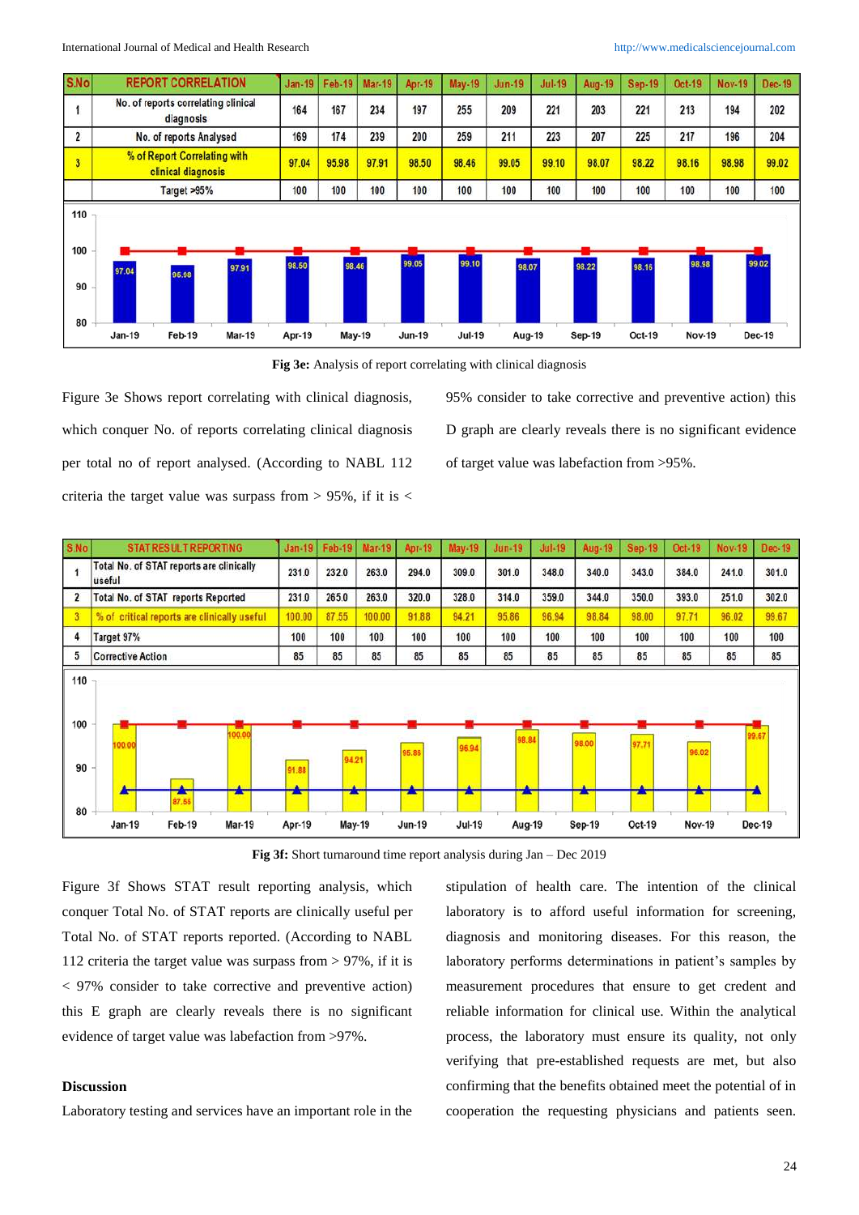| S.No | REPORT CORRELATION | Jan-19 | Feb-19 | Mar-19 | Apr-19 | May-19 | Jun-19 | Jul-19 | Aug-19 | Sep-19 | Oct-19 | Nov-19 | Dec-19 |
|---|---|---|---|---|---|---|---|---|---|---|---|---|---|
| 1 | No. of reports correlating clinical diagnosis | 164 | 167 | 234 | 197 | 255 | 209 | 221 | 203 | 221 | 213 | 194 | 202 |
| 2 | No. of reports Analysed | 169 | 174 | 239 | 200 | 259 | 211 | 223 | 207 | 225 | 217 | 196 | 204 |
| 3 | % of Report Correlating with clinical diagnosis | 97.04 | 95.98 | 97.91 | 98.50 | 98.46 | 99.05 | 99.10 | 98.07 | 98.22 | 98.16 | 98.98 | 99.02 |
| | Target >95% | 100 | 100 | 100 | 100 | 100 | 100 | 100 | 100 | 100 | 100 | 100 | 100 |

**Fig 3e:** Analysis of report correlating with clinical diagnosis

Figure 3e Shows report correlating with clinical diagnosis, which conquer No. of reports correlating clinical diagnosis per total no of report analysed. (According to NABL 112 criteria the target value was surpass from > 95%, if it is < 95% consider to take corrective and preventive action) this D graph are clearly reveals there is no significant evidence of target value was labefaction from >95%.

| S.No | STAT RESULT REPORTING | Jan-19 | Feb-19 | Mar-19 | Apr-19 | May-19 | Jun-19 | Jul-19 | Aug-19 | Sep-19 | Oct-19 | Nov-19 | Dec-19 |
|---|---|---|---|---|---|---|---|---|---|---|---|---|---|
| 1 | Total No. of STAT reports are clinically useful | 231.0 | 232.0 | 263.0 | 294.0 | 309.0 | 301.0 | 348.0 | 340.0 | 343.0 | 384.0 | 241.0 | 301.0 |
| 2 | Total No. of STAT reports Reported | 231.0 | 265.0 | 263.0 | 320.0 | 328.0 | 314.0 | 359.0 | 344.0 | 350.0 | 393.0 | 251.0 | 302.0 |
| 3 | % of critical reports are clinically useful | 100.00 | 87.55 | 100.00 | 91.88 | 94.21 | 95.86 | 96.94 | 98.84 | 98.00 | 97.71 | 96.02 | 99.67 |
| 4 | Target 97% | 100 | 100 | 100 | 100 | 100 | 100 | 100 | 100 | 100 | 100 | 100 | 100 |
| 5 | Corrective Action | 85 | 85 | 85 | 85 | 85 | 85 | 85 | 85 | 85 | 85 | 85 | 85 |

**Fig 3f:** Short turnaround time report analysis during Jan – Dec 2019

Figure 3f Shows STAT result reporting analysis, which conquer Total No. of STAT reports are clinically useful per Total No. of STAT reports reported. (According to NABL 112 criteria the target value was surpass from > 97%, if it is < 97% consider to take corrective and preventive action) this E graph are clearly reveals there is no significant evidence of target value was labefaction from >97%.

## Discussion

Laboratory testing and services have an important role in the stipulation of health care. The intention of the clinical laboratory is to afford useful information for screening, diagnosis and monitoring diseases. For this reason, the laboratory performs determinations in patient's samples by measurement procedures that ensure to get credent and reliable information for clinical use. Within the analytical process, the laboratory must ensure its quality, not only verifying that pre-established requests are met, but also confirming that the benefits obtained meet the potential of in cooperation the requesting physicians and patients seen.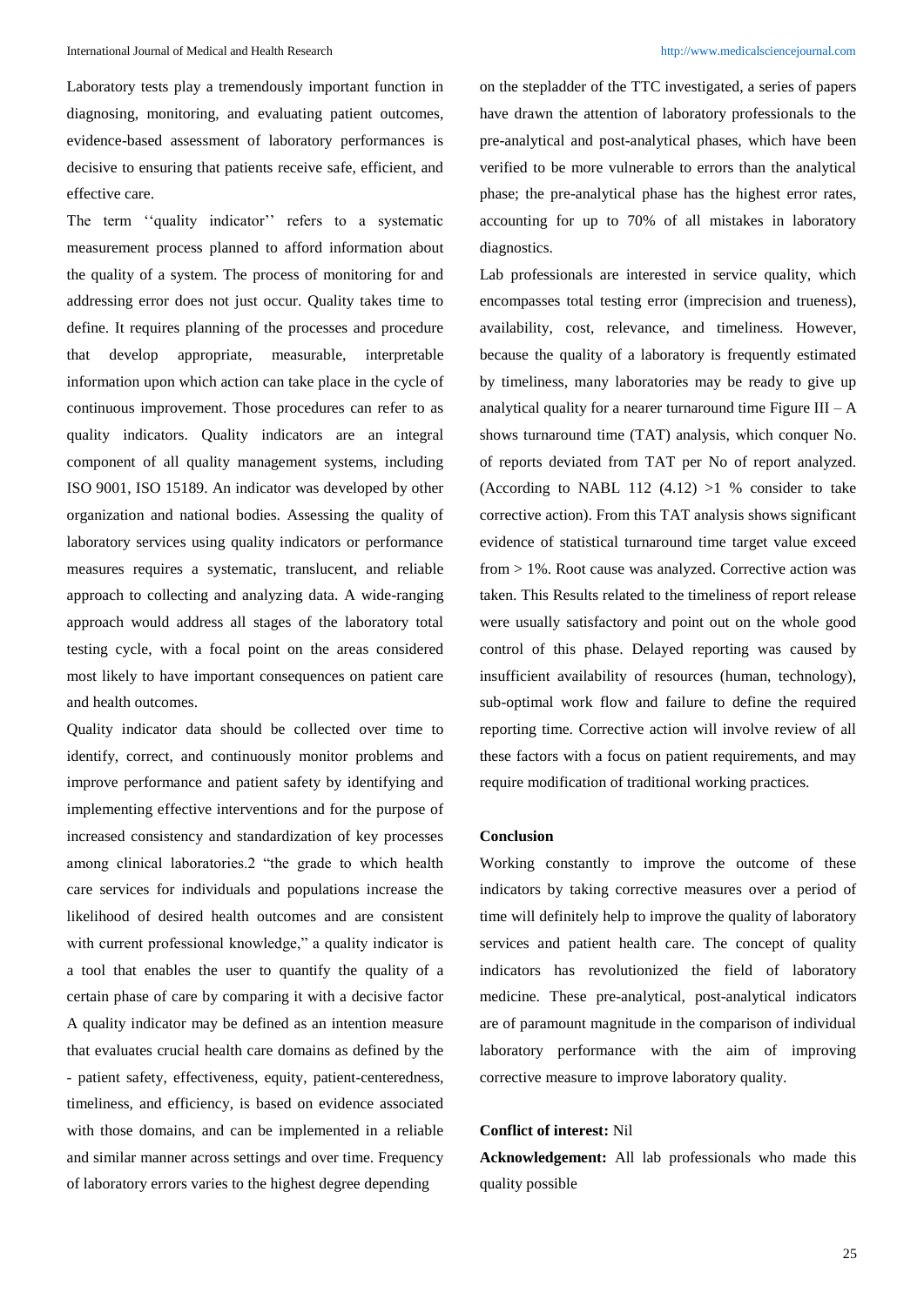Laboratory tests play a tremendously important function in diagnosing, monitoring, and evaluating patient outcomes, evidence-based assessment of laboratory performances is decisive to ensuring that patients receive safe, efficient, and effective care.

The term ''quality indicator'' refers to a systematic measurement process planned to afford information about the quality of a system. The process of monitoring for and addressing error does not just occur. Quality takes time to define. It requires planning of the processes and procedure that develop appropriate, measurable, interpretable information upon which action can take place in the cycle of continuous improvement. Those procedures can refer to as quality indicators. Quality indicators are an integral component of all quality management systems, including ISO 9001, ISO 15189. An indicator was developed by other organization and national bodies. Assessing the quality of laboratory services using quality indicators or performance measures requires a systematic, translucent, and reliable approach to collecting and analyzing data. A wide-ranging approach would address all stages of the laboratory total testing cycle, with a focal point on the areas considered most likely to have important consequences on patient care and health outcomes.

Quality indicator data should be collected over time to identify, correct, and continuously monitor problems and improve performance and patient safety by identifying and implementing effective interventions and for the purpose of increased consistency and standardization of key processes among clinical laboratories.2 "the grade to which health care services for individuals and populations increase the likelihood of desired health outcomes and are consistent with current professional knowledge," a quality indicator is a tool that enables the user to quantify the quality of a certain phase of care by comparing it with a decisive factor A quality indicator may be defined as an intention measure that evaluates crucial health care domains as defined by the - patient safety, effectiveness, equity, patient-centeredness, timeliness, and efficiency, is based on evidence associated with those domains, and can be implemented in a reliable and similar manner across settings and over time. Frequency of laboratory errors varies to the highest degree depending on the stepladder of the TTC investigated, a series of papers have drawn the attention of laboratory professionals to the pre-analytical and post-analytical phases, which have been verified to be more vulnerable to errors than the analytical phase; the pre-analytical phase has the highest error rates, accounting for up to 70% of all mistakes in laboratory diagnostics.

Lab professionals are interested in service quality, which encompasses total testing error (imprecision and trueness), availability, cost, relevance, and timeliness. However, because the quality of a laboratory is frequently estimated by timeliness, many laboratories may be ready to give up analytical quality for a nearer turnaround time Figure III – A shows turnaround time (TAT) analysis, which conquer No. of reports deviated from TAT per No of report analyzed. (According to NABL 112 (4.12) >1 % consider to take corrective action). From this TAT analysis shows significant evidence of statistical turnaround time target value exceed from > 1%. Root cause was analyzed. Corrective action was taken. This Results related to the timeliness of report release were usually satisfactory and point out on the whole good control of this phase. Delayed reporting was caused by insufficient availability of resources (human, technology), sub-optimal work flow and failure to define the required reporting time. Corrective action will involve review of all these factors with a focus on patient requirements, and may require modification of traditional working practices.

## Conclusion

Working constantly to improve the outcome of these indicators by taking corrective measures over a period of time will definitely help to improve the quality of laboratory services and patient health care. The concept of quality indicators has revolutionized the field of laboratory medicine. These pre-analytical, post-analytical indicators are of paramount magnitude in the comparison of individual laboratory performance with the aim of improving corrective measure to improve laboratory quality.

**Conflict of interest:** Nil

**Acknowledgement:** All lab professionals who made this quality possible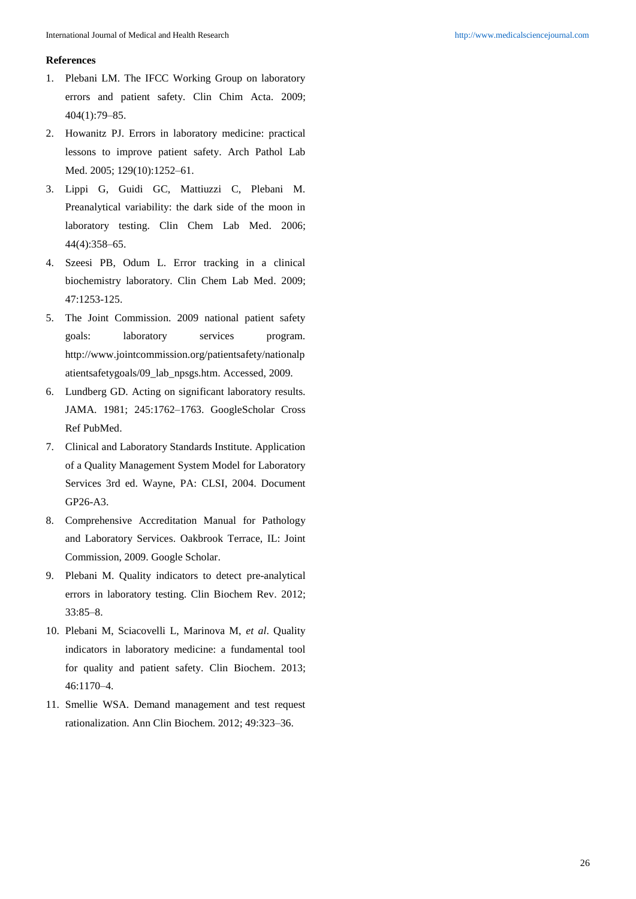### References

1. Plebani LM. The IFCC Working Group on laboratory errors and patient safety. Clin Chim Acta. 2009; 404(1):79–85.
2. Howanitz PJ. Errors in laboratory medicine: practical lessons to improve patient safety. Arch Pathol Lab Med. 2005; 129(10):1252–61.
3. Lippi G, Guidi GC, Mattiuzzi C, Plebani M. Preanalytical variability: the dark side of the moon in laboratory testing. Clin Chem Lab Med. 2006; 44(4):358–65.
4. Szeesi PB, Odum L. Error tracking in a clinical biochemistry laboratory. Clin Chem Lab Med. 2009; 47:1253-125.
5. The Joint Commission. 2009 national patient safety goals: laboratory services program. http://www.jointcommission.org/patientsafety/nationalpatientsafetygoals/09_lab_npsgs.htm. Accessed, 2009.
6. Lundberg GD. Acting on significant laboratory results. JAMA. 1981; 245:1762–1763. GoogleScholar Cross Ref PubMed.
7. Clinical and Laboratory Standards Institute. Application of a Quality Management System Model for Laboratory Services 3rd ed. Wayne, PA: CLSI, 2004. Document GP26-A3.
8. Comprehensive Accreditation Manual for Pathology and Laboratory Services. Oakbrook Terrace, IL: Joint Commission, 2009. Google Scholar.
9. Plebani M. Quality indicators to detect pre-analytical errors in laboratory testing. Clin Biochem Rev. 2012; 33:85–8.
10. Plebani M, Sciacovelli L, Marinova M, *et al*. Quality indicators in laboratory medicine: a fundamental tool for quality and patient safety. Clin Biochem. 2013; 46:1170–4.
11. Smellie WSA. Demand management and test request rationalization. Ann Clin Biochem. 2012; 49:323–36.